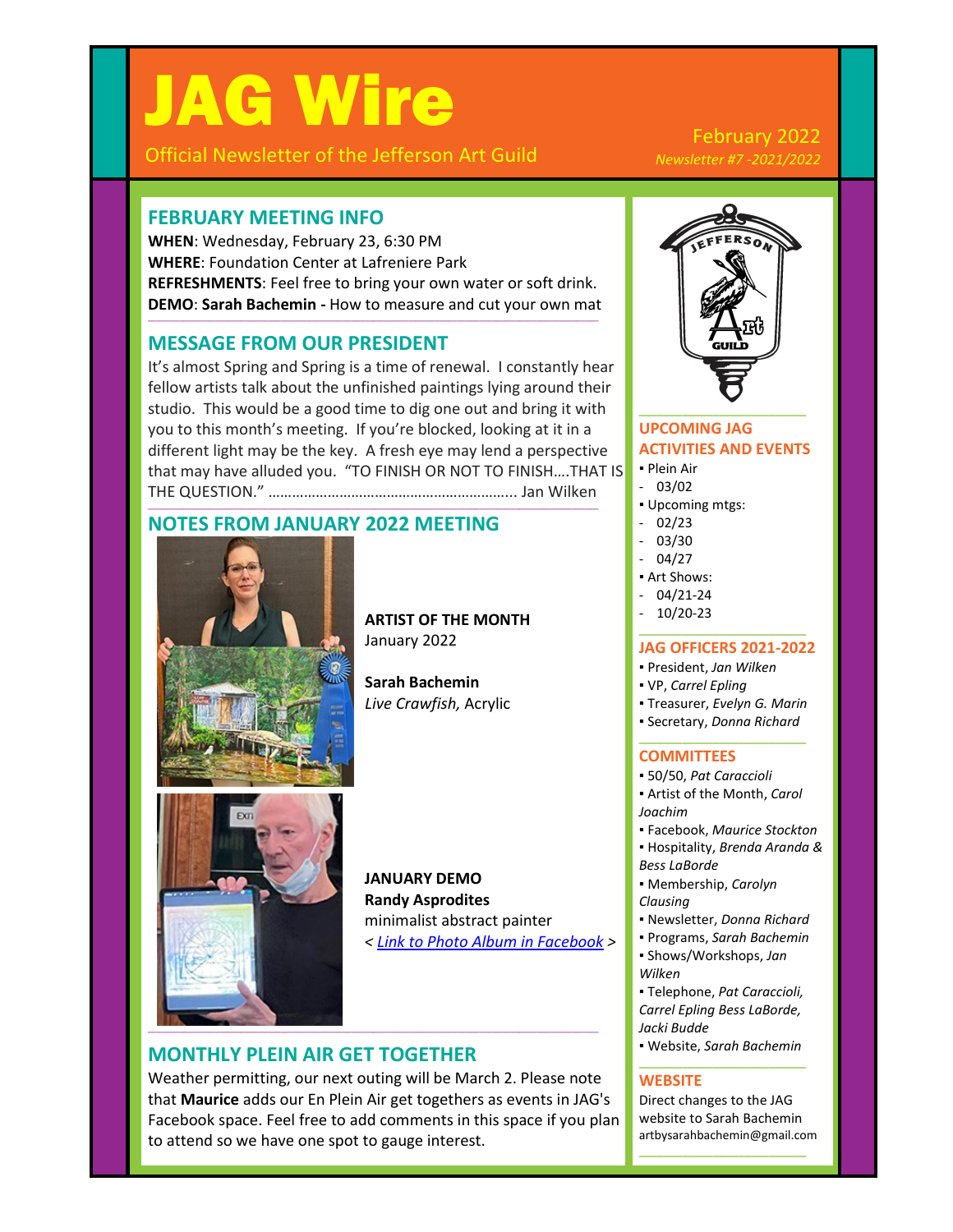# JAG Wire

Official Newsletter of the Jefferson Art Guild

February 2022

*Newsletter #7 -2021/2022*

## FEBRUARY MEETING INFO

**WHEN**: Wednesday, February 23, 6:30 PM
**WHERE**: Foundation Center at Lafreniere Park
**REFRESHMENTS**: Feel free to bring your own water or soft drink.
**DEMO**: **Sarah Bachemin -** How to measure and cut your own mat

## MESSAGE FROM OUR PRESIDENT

It's almost Spring and Spring is a time of renewal. I constantly hear fellow artists talk about the unfinished paintings lying around their studio. This would be a good time to dig one out and bring it with you to this month's meeting. If you're blocked, looking at it in a different light may be the key. A fresh eye may lend a perspective that may have alluded you. "TO FINISH OR NOT TO FINISH….THAT IS THE QUESTION." ……………………………………………………. Jan Wilken

## NOTES FROM JANUARY 2022 MEETING

**ARTIST OF THE MONTH**
January 2022

**Sarah Bachemin**
*Live Crawfish,* Acrylic

**JANUARY DEMO**
**Randy Asprodites**
minimalist abstract painter
< Link to Photo Album in Facebook >

## MONTHLY PLEIN AIR GET TOGETHER

Weather permitting, our next outing will be March 2. Please note that **Maurice** adds our En Plein Air get togethers as events in JAG's Facebook space. Feel free to add comments in this space if you plan to attend so we have one spot to gauge interest.

## UPCOMING JAG ACTIVITIES AND EVENTS

- Plein Air
  - 03/02
- Upcoming mtgs:
  - 02/23
  - 03/30
  - 04/27
- Art Shows:
  - 04/21-24
  - 10/20-23

## JAG OFFICERS 2021-2022

- President, *Jan Wilken*
- VP, *Carrel Epling*
- Treasurer, *Evelyn G. Marin*
- Secretary, *Donna Richard*

## COMMITTEES

- 50/50, *Pat Caraccioli*
- Artist of the Month, *Carol Joachim*
- Facebook, *Maurice Stockton*
- Hospitality, *Brenda Aranda & Bess LaBorde*
- Membership, *Carolyn Clausing*
- Newsletter, *Donna Richard*
- Programs, *Sarah Bachemin*
- Shows/Workshops, *Jan Wilken*
- Telephone, *Pat Caraccioli, Carrel Epling Bess LaBorde, Jacki Budde*
- Website, *Sarah Bachemin*

## WEBSITE

Direct changes to the JAG website to Sarah Bachemin
artbysarahbachemin@gmail.com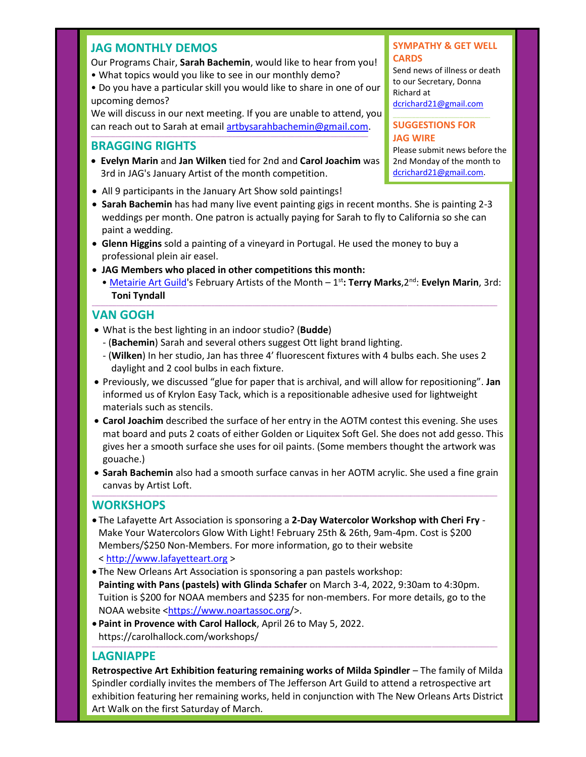## JAG MONTHLY DEMOS

Our Programs Chair, **Sarah Bachemin**, would like to hear from you!

• What topics would you like to see in our monthly demo?

• Do you have a particular skill you would like to share in one of our upcoming demos?

We will discuss in our next meeting. If you are unable to attend, you can reach out to Sarah at email artbysarahbachemin@gmail.com.

## BRAGGING RIGHTS

- **Evelyn Marin** and **Jan Wilken** tied for 2nd and **Carol Joachim** was 3rd in JAG's January Artist of the month competition.
- All 9 participants in the January Art Show sold paintings!
- **Sarah Bachemin** has had many live event painting gigs in recent months. She is painting 2-3 weddings per month. One patron is actually paying for Sarah to fly to California so she can paint a wedding.
- **Glenn Higgins** sold a painting of a vineyard in Portugal. He used the money to buy a professional plein air easel.
- **JAG Members who placed in other competitions this month:**
  - Metairie Art Guild's February Artists of the Month – 1st**: Terry Marks**, 2nd: **Evelyn Marin**, 3rd: **Toni Tyndall**

## SYMPATHY & GET WELL CARDS

Send news of illness or death to our Secretary, Donna Richard at dcrichard21@gmail.com

## SUGGESTIONS FOR JAG WIRE

Please submit news before the 2nd Monday of the month to dcrichard21@gmail.com.

## VAN GOGH

- What is the best lighting in an indoor studio? (**Budde**)
  - (**Bachemin**) Sarah and several others suggest Ott light brand lighting.
  - (**Wilken**) In her studio, Jan has three 4' fluorescent fixtures with 4 bulbs each. She uses 2 daylight and 2 cool bulbs in each fixture.
- Previously, we discussed "glue for paper that is archival, and will allow for repositioning". **Jan** informed us of Krylon Easy Tack, which is a repositionable adhesive used for lightweight materials such as stencils.
- **Carol Joachim** described the surface of her entry in the AOTM contest this evening. She uses mat board and puts 2 coats of either Golden or Liquitex Soft Gel. She does not add gesso. This gives her a smooth surface she uses for oil paints. (Some members thought the artwork was gouache.)
- **Sarah Bachemin** also had a smooth surface canvas in her AOTM acrylic. She used a fine grain canvas by Artist Loft.

## WORKSHOPS

- The Lafayette Art Association is sponsoring a **2-Day Watercolor Workshop with Cheri Fry** - Make Your Watercolors Glow With Light! February 25th & 26th, 9am-4pm. Cost is $200 Members/$250 Non-Members. For more information, go to their website < http://www.lafayetteart.org >
- The New Orleans Art Association is sponsoring a pan pastels workshop: **Painting with Pans (pastels) with Glinda Schafer** on March 3-4, 2022, 9:30am to 4:30pm. Tuition is $200 for NOAA members and $235 for non-members. For more details, go to the NOAA website <https://www.noartassoc.org/>.
- **Paint in Provence with Carol Hallock**, April 26 to May 5, 2022. https://carolhallock.com/workshops/

## LAGNIAPPE

**Retrospective Art Exhibition featuring remaining works of Milda Spindler** – The family of Milda Spindler cordially invites the members of The Jefferson Art Guild to attend a retrospective art exhibition featuring her remaining works, held in conjunction with The New Orleans Arts District Art Walk on the first Saturday of March.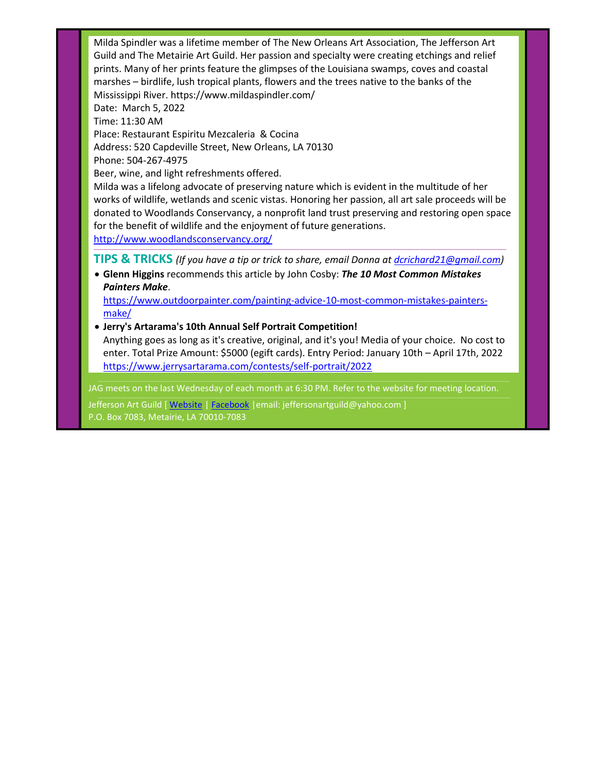Milda Spindler was a lifetime member of The New Orleans Art Association, The Jefferson Art Guild and The Metairie Art Guild. Her passion and specialty were creating etchings and relief prints. Many of her prints feature the glimpses of the Louisiana swamps, coves and coastal marshes – birdlife, lush tropical plants, flowers and the trees native to the banks of the Mississippi River. https://www.mildaspindler.com/

Date: March 5, 2022

Time: 11:30 AM

Place: Restaurant Espiritu Mezcaleria & Cocina

Address: 520 Capdeville Street, New Orleans, LA 70130

Phone: 504-267-4975

Beer, wine, and light refreshments offered.

Milda was a lifelong advocate of preserving nature which is evident in the multitude of her works of wildlife, wetlands and scenic vistas. Honoring her passion, all art sale proceeds will be donated to Woodlands Conservancy, a nonprofit land trust preserving and restoring open space for the benefit of wildlife and the enjoyment of future generations.

http://www.woodlandsconservancy.org/

## TIPS & TRICKS *(If you have a tip or trick to share, email Donna at dcrichard21@gmail.com)*

- **Glenn Higgins** recommends this article by John Cosby: ***The 10 Most Common Mistakes Painters Make***.
  https://www.outdoorpainter.com/painting-advice-10-most-common-mistakes-painters-make/
- **Jerry's Artarama's 10th Annual Self Portrait Competition!**
  Anything goes as long as it's creative, original, and it's you! Media of your choice. No cost to enter. Total Prize Amount: $5000 (egift cards). Entry Period: January 10th – April 17th, 2022
  https://www.jerrysartarama.com/contests/self-portrait/2022

JAG meets on the last Wednesday of each month at 6:30 PM. Refer to the website for meeting location.

Jefferson Art Guild [ Website | Facebook |email: jeffersonartguild@yahoo.com ]
P.O. Box 7083, Metairie, LA 70010-7083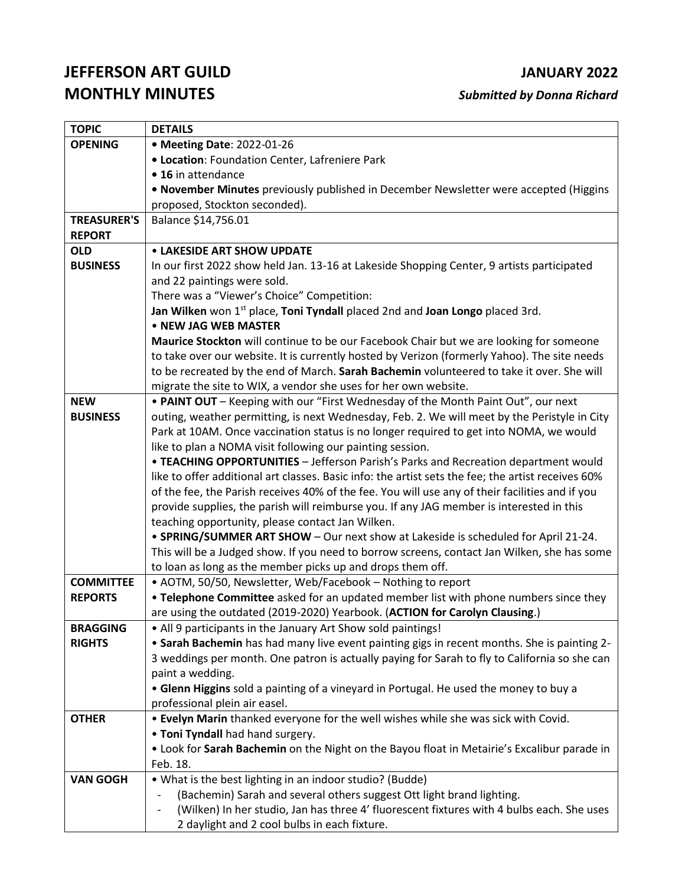# JEFFERSON ART GUILD MONTHLY MINUTES

**JANUARY 2022**

***Submitted by Donna Richard***

| TOPIC | DETAILS |
| --- | --- |
| **OPENING** | • **Meeting Date**: 2022-01-26<br>• **Location**: Foundation Center, Lafreniere Park<br>• **16** in attendance<br>• **November Minutes** previously published in December Newsletter were accepted (Higgins proposed, Stockton seconded). |
| **TREASURER'S REPORT** | Balance $14,756.01 |
| **OLD BUSINESS** | • **LAKESIDE ART SHOW UPDATE**<br>In our first 2022 show held Jan. 13-16 at Lakeside Shopping Center, 9 artists participated and 22 paintings were sold.<br>There was a "Viewer's Choice" Competition:<br>**Jan Wilken** won 1st place, **Toni Tyndall** placed 2nd and **Joan Longo** placed 3rd.<br>• **NEW JAG WEB MASTER**<br>**Maurice Stockton** will continue to be our Facebook Chair but we are looking for someone to take over our website. It is currently hosted by Verizon (formerly Yahoo). The site needs to be recreated by the end of March. **Sarah Bachemin** volunteered to take it over. She will migrate the site to WIX, a vendor she uses for her own website. |
| **NEW BUSINESS** | • **PAINT OUT** – Keeping with our "First Wednesday of the Month Paint Out", our next outing, weather permitting, is next Wednesday, Feb. 2. We will meet by the Peristyle in City Park at 10AM. Once vaccination status is no longer required to get into NOMA, we would like to plan a NOMA visit following our painting session.<br>• **TEACHING OPPORTUNITIES** – Jefferson Parish's Parks and Recreation department would like to offer additional art classes. Basic info: the artist sets the fee; the artist receives 60% of the fee, the Parish receives 40% of the fee. You will use any of their facilities and if you provide supplies, the parish will reimburse you. If any JAG member is interested in this teaching opportunity, please contact Jan Wilken.<br>• **SPRING/SUMMER ART SHOW** – Our next show at Lakeside is scheduled for April 21-24. This will be a Judged show. If you need to borrow screens, contact Jan Wilken, she has some to loan as long as the member picks up and drops them off. |
| **COMMITTEE REPORTS** | • AOTM, 50/50, Newsletter, Web/Facebook – Nothing to report<br>• **Telephone Committee** asked for an updated member list with phone numbers since they are using the outdated (2019-2020) Yearbook. (**ACTION for Carolyn Clausing**.) |
| **BRAGGING RIGHTS** | • All 9 participants in the January Art Show sold paintings!<br>• **Sarah Bachemin** has had many live event painting gigs in recent months. She is painting 2-3 weddings per month. One patron is actually paying for Sarah to fly to California so she can paint a wedding.<br>• **Glenn Higgins** sold a painting of a vineyard in Portugal. He used the money to buy a professional plein air easel. |
| **OTHER** | • **Evelyn Marin** thanked everyone for the well wishes while she was sick with Covid.<br>• **Toni Tyndall** had hand surgery.<br>• Look for **Sarah Bachemin** on the Night on the Bayou float in Metairie's Excalibur parade in Feb. 18. |
| **VAN GOGH** | • What is the best lighting in an indoor studio? (Budde)<br>- (Bachemin) Sarah and several others suggest Ott light brand lighting.<br>- (Wilken) In her studio, Jan has three 4' fluorescent fixtures with 4 bulbs each. She uses 2 daylight and 2 cool bulbs in each fixture. |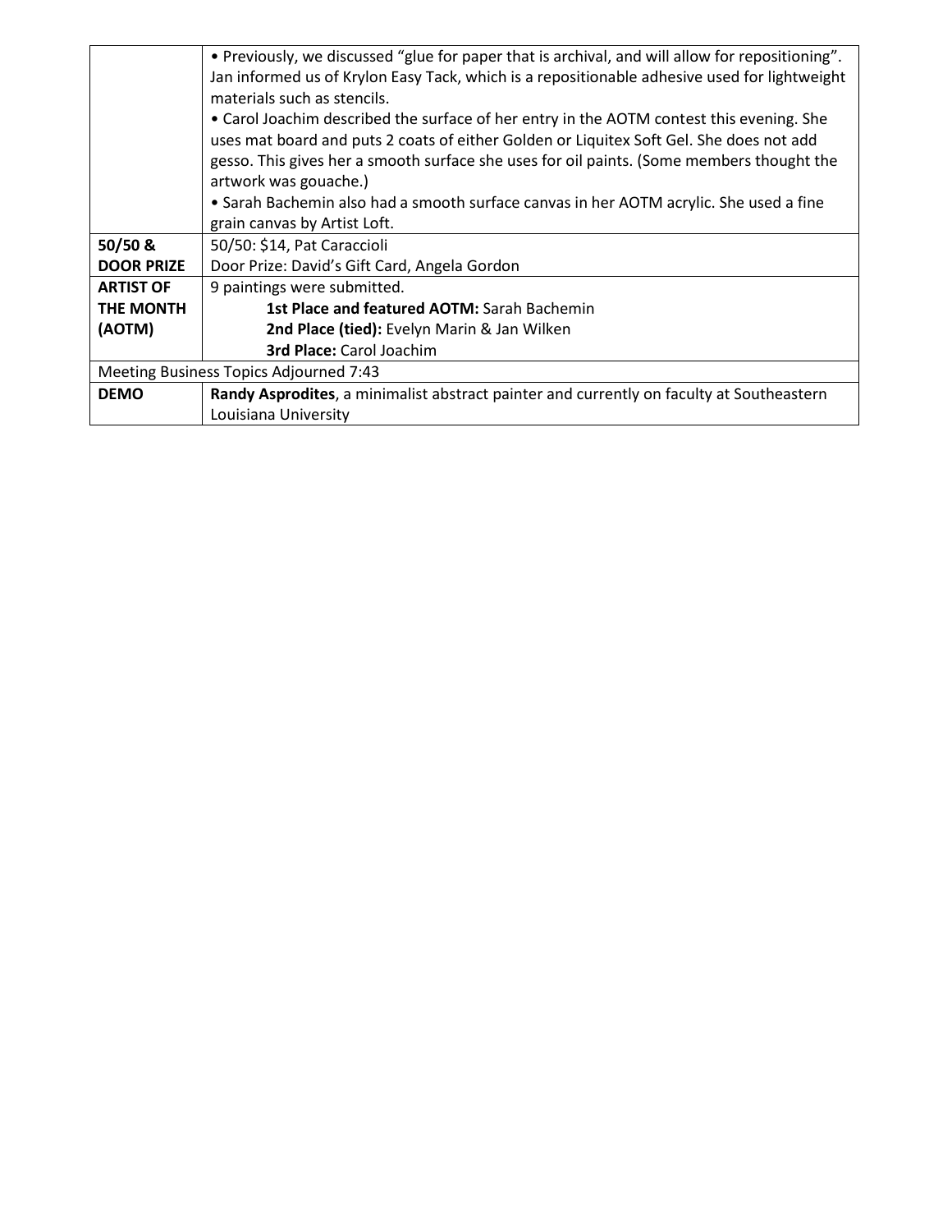| | |
|---|---|
| | • Previously, we discussed "glue for paper that is archival, and will allow for repositioning". Jan informed us of Krylon Easy Tack, which is a repositionable adhesive used for lightweight materials such as stencils.<br>• Carol Joachim described the surface of her entry in the AOTM contest this evening. She uses mat board and puts 2 coats of either Golden or Liquitex Soft Gel. She does not add gesso. This gives her a smooth surface she uses for oil paints. (Some members thought the artwork was gouache.)<br>• Sarah Bachemin also had a smooth surface canvas in her AOTM acrylic. She used a fine grain canvas by Artist Loft. |
| **50/50 & DOOR PRIZE** | 50/50: $14, Pat Caraccioli<br>Door Prize: David's Gift Card, Angela Gordon |
| **ARTIST OF THE MONTH (AOTM)** | 9 paintings were submitted.<br>**1st Place and featured AOTM:** Sarah Bachemin<br>**2nd Place (tied):** Evelyn Marin & Jan Wilken<br>**3rd Place:** Carol Joachim |
| Meeting Business Topics Adjourned 7:43 | |
| **DEMO** | **Randy Asprodites**, a minimalist abstract painter and currently on faculty at Southeastern Louisiana University |